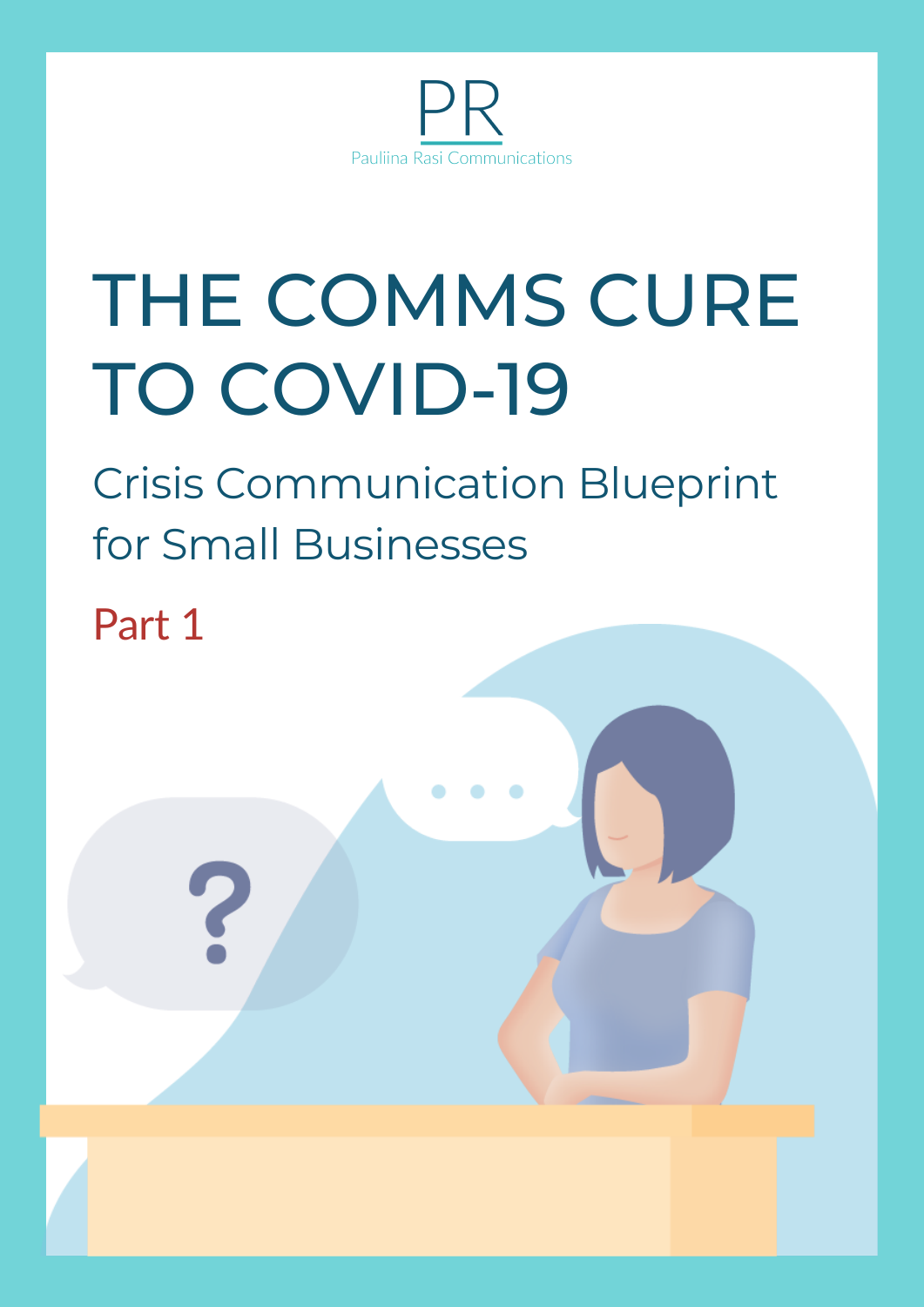PR

Pauliina Rasi Communications

# THE COMMS CURE TO COVID-19

## Crisis Communication Blueprint for Small Businesses

### Part 1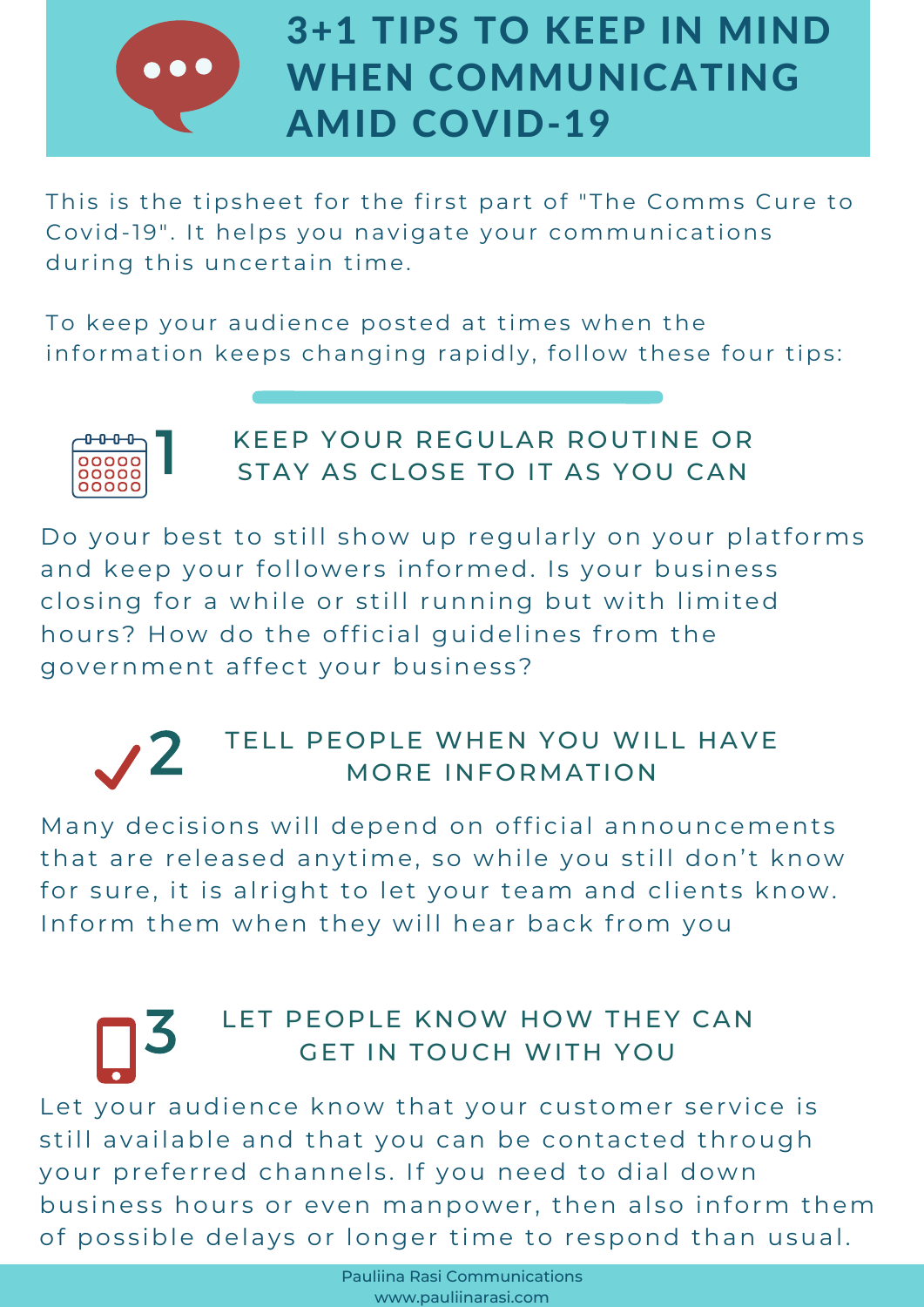# 3+1 TIPS TO KEEP IN MIND WHEN COMMUNICATING AMID COVID-19

This is the tipsheet for the first part of "The Comms Cure to Covid-19". It helps you navigate your communications during this uncertain time.

To keep your audience posted at times when the information keeps changing rapidly, follow these four tips:

## 1 KEEP YOUR REGULAR ROUTINE OR STAY AS CLOSE TO IT AS YOU CAN

Do your best to still show up regularly on your platforms and keep your followers informed. Is your business closing for a while or still running but with limited hours? How do the official guidelines from the government affect your business?

## 2 TELL PEOPLE WHEN YOU WILL HAVE MORE INFORMATION

Many decisions will depend on official announcements that are released anytime, so while you still don't know for sure, it is alright to let your team and clients know. Inform them when they will hear back from you

## 3 LET PEOPLE KNOW HOW THEY CAN GET IN TOUCH WITH YOU

Let your audience know that your customer service is still available and that you can be contacted through your preferred channels. If you need to dial down business hours or even manpower, then also inform them of possible delays or longer time to respond than usual.

Pauliina Rasi Communications
www.pauliinarasi.com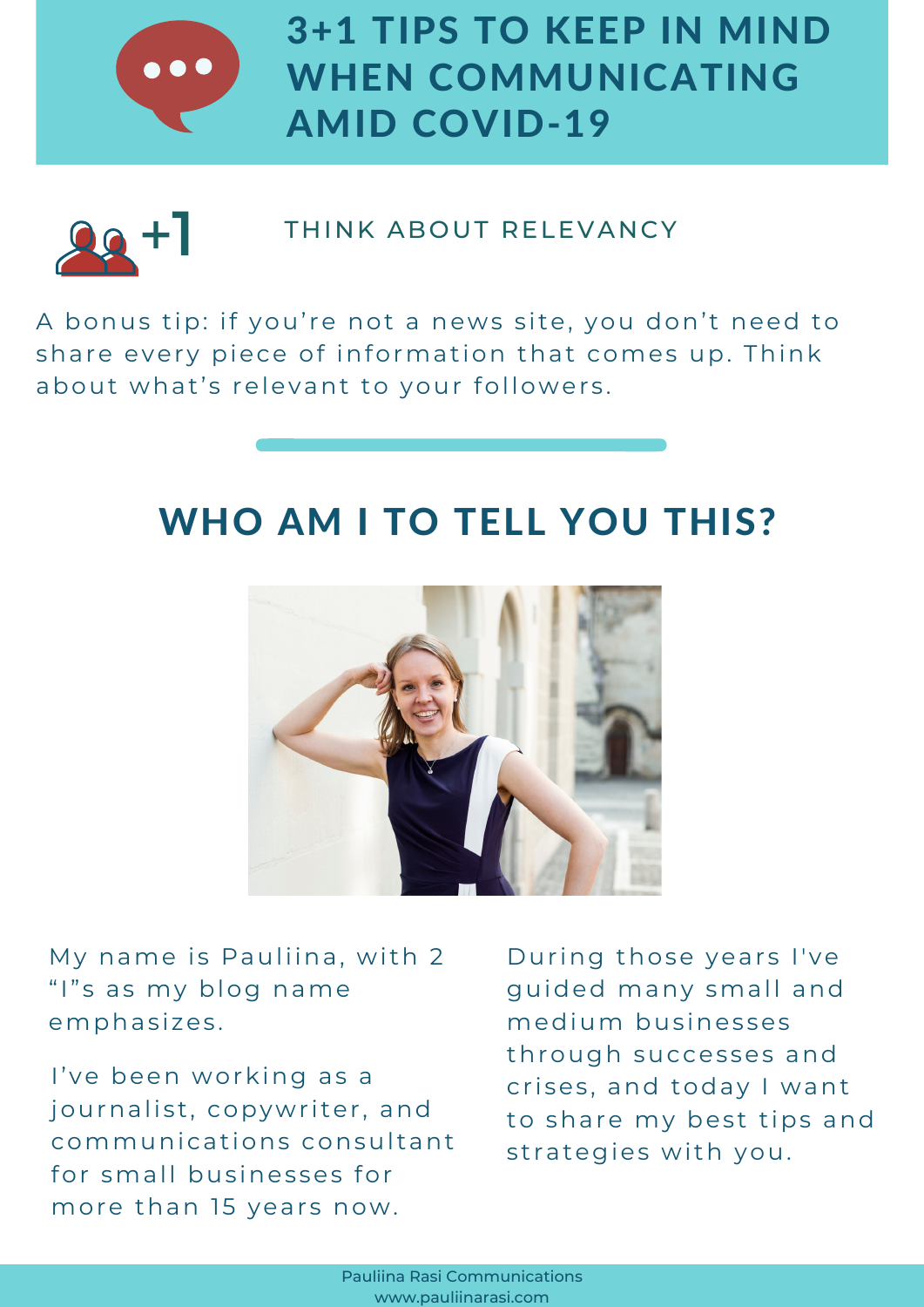# 3+1 TIPS TO KEEP IN MIND WHEN COMMUNICATING AMID COVID-19

### +1 THINK ABOUT RELEVANCY

A bonus tip: if you're not a news site, you don't need to share every piece of information that comes up. Think about what's relevant to your followers.

## WHO AM I TO TELL YOU THIS?

My name is Pauliina, with 2 "I"s as my blog name emphasizes.

I've been working as a journalist, copywriter, and communications consultant for small businesses for more than 15 years now.

During those years I've guided many small and medium businesses through successes and crises, and today I want to share my best tips and strategies with you.

Pauliina Rasi Communications
www.pauliinarasi.com